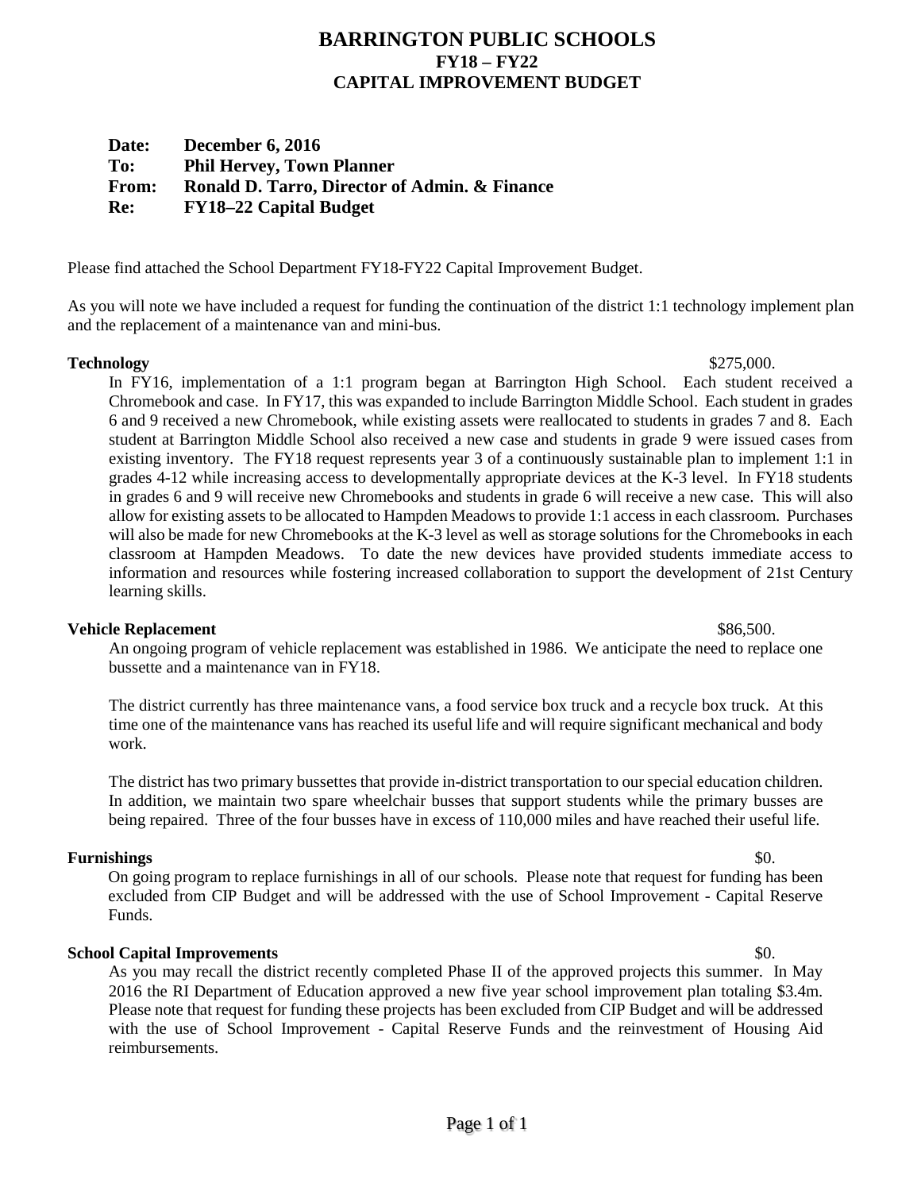# BARRINGTON PUBLIC SCHOOLS
## FY18 – FY22
## CAPITAL IMPROVEMENT BUDGET

**Date:** **December 6, 2016**
**To:** **Phil Hervey, Town Planner**
**From:** **Ronald D. Tarro, Director of Admin. & Finance**
**Re:** **FY18–22 Capital Budget**

Please find attached the School Department FY18-FY22 Capital Improvement Budget.

As you will note we have included a request for funding the continuation of the district 1:1 technology implement plan and the replacement of a maintenance van and mini-bus.

**Technology** $275,000.

In FY16, implementation of a 1:1 program began at Barrington High School. Each student received a Chromebook and case. In FY17, this was expanded to include Barrington Middle School. Each student in grades 6 and 9 received a new Chromebook, while existing assets were reallocated to students in grades 7 and 8. Each student at Barrington Middle School also received a new case and students in grade 9 were issued cases from existing inventory. The FY18 request represents year 3 of a continuously sustainable plan to implement 1:1 in grades 4-12 while increasing access to developmentally appropriate devices at the K-3 level. In FY18 students in grades 6 and 9 will receive new Chromebooks and students in grade 6 will receive a new case. This will also allow for existing assets to be allocated to Hampden Meadows to provide 1:1 access in each classroom. Purchases will also be made for new Chromebooks at the K-3 level as well as storage solutions for the Chromebooks in each classroom at Hampden Meadows. To date the new devices have provided students immediate access to information and resources while fostering increased collaboration to support the development of 21st Century learning skills.

**Vehicle Replacement** $86,500.

An ongoing program of vehicle replacement was established in 1986. We anticipate the need to replace one bussette and a maintenance van in FY18.

The district currently has three maintenance vans, a food service box truck and a recycle box truck. At this time one of the maintenance vans has reached its useful life and will require significant mechanical and body work.

The district has two primary bussettes that provide in-district transportation to our special education children. In addition, we maintain two spare wheelchair busses that support students while the primary busses are being repaired. Three of the four busses have in excess of 110,000 miles and have reached their useful life.

**Furnishings** $0.

On going program to replace furnishings in all of our schools. Please note that request for funding has been excluded from CIP Budget and will be addressed with the use of School Improvement - Capital Reserve Funds.

**School Capital Improvements** $0.

As you may recall the district recently completed Phase II of the approved projects this summer. In May 2016 the RI Department of Education approved a new five year school improvement plan totaling $3.4m. Please note that request for funding these projects has been excluded from CIP Budget and will be addressed with the use of School Improvement - Capital Reserve Funds and the reinvestment of Housing Aid reimbursements.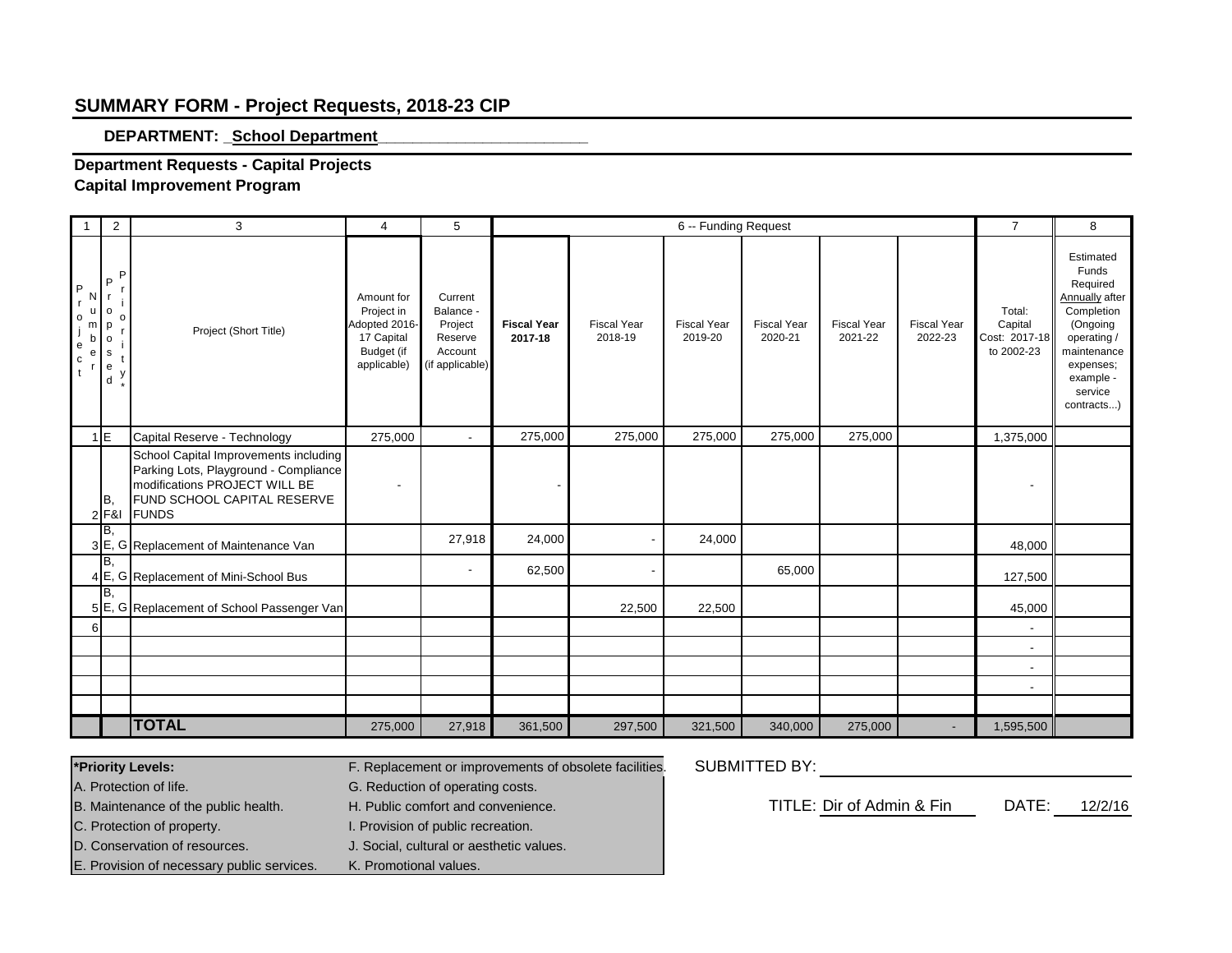## SUMMARY FORM - Project Requests, 2018-23 CIP

**DEPARTMENT: _School Department_______________________**

**Department Requests - Capital Projects**
**Capital Improvement Program**

| 1 | 2 | 3 | 4 | 5 | 6 -- Funding Request | | | | | | 7 | 8 |
|---|---|---|---|---|---|---|---|---|---|---|---|---|
| Project Number | Proposed Priority* | Project (Short Title) | Amount for Project in Adopted 2016-17 Capital Budget (if applicable) | Current Balance - Project Reserve Account (if applicable) | **Fiscal Year 2017-18** | Fiscal Year 2018-19 | Fiscal Year 2019-20 | Fiscal Year 2020-21 | Fiscal Year 2021-22 | Fiscal Year 2022-23 | Total: Capital Cost: 2017-18 to 2002-23 | Estimated Funds Required Annually after Completion (Ongoing operating / maintenance expenses; example - service contracts...) |
| 1 | E | Capital Reserve - Technology | 275,000 | - | 275,000 | 275,000 | 275,000 | 275,000 | 275,000 | | 1,375,000 | |
| 2 | B, F&I | School Capital Improvements including Parking Lots, Playground - Compliance modifications PROJECT WILL BE FUND SCHOOL CAPITAL RESERVE FUNDS | - | | - | | | | | | - | |
| 3 | B, E, G | Replacement of Maintenance Van | | 27,918 | 24,000 | - | 24,000 | | | | 48,000 | |
| 4 | B, E, G | Replacement of Mini-School Bus | | - | 62,500 | - | | 65,000 | | | 127,500 | |
| 5 | B, E, G | Replacement of School Passenger Van | | | | 22,500 | 22,500 | | | | 45,000 | |
| 6 | | | | | | | | | | | - | |
| | | | | | | | | | | | - | |
| | | | | | | | | | | | - | |
| | | | | | | | | | | | - | |
| | | | | | | | | | | | | |
| | | **TOTAL** | 275,000 | 27,918 | 361,500 | 297,500 | 321,500 | 340,000 | 275,000 | - | 1,595,500 | |

**\*Priority Levels:**

A. Protection of life.
B. Maintenance of the public health.
C. Protection of property.
D. Conservation of resources.
E. Provision of necessary public services.
F. Replacement or improvements of obsolete facilities.
G. Reduction of operating costs.
H. Public comfort and convenience.
I. Provision of public recreation.
J. Social, cultural or aesthetic values.
K. Promotional values.

SUBMITTED BY: ______________________

TITLE: Dir of Admin & Fin DATE: 12/2/16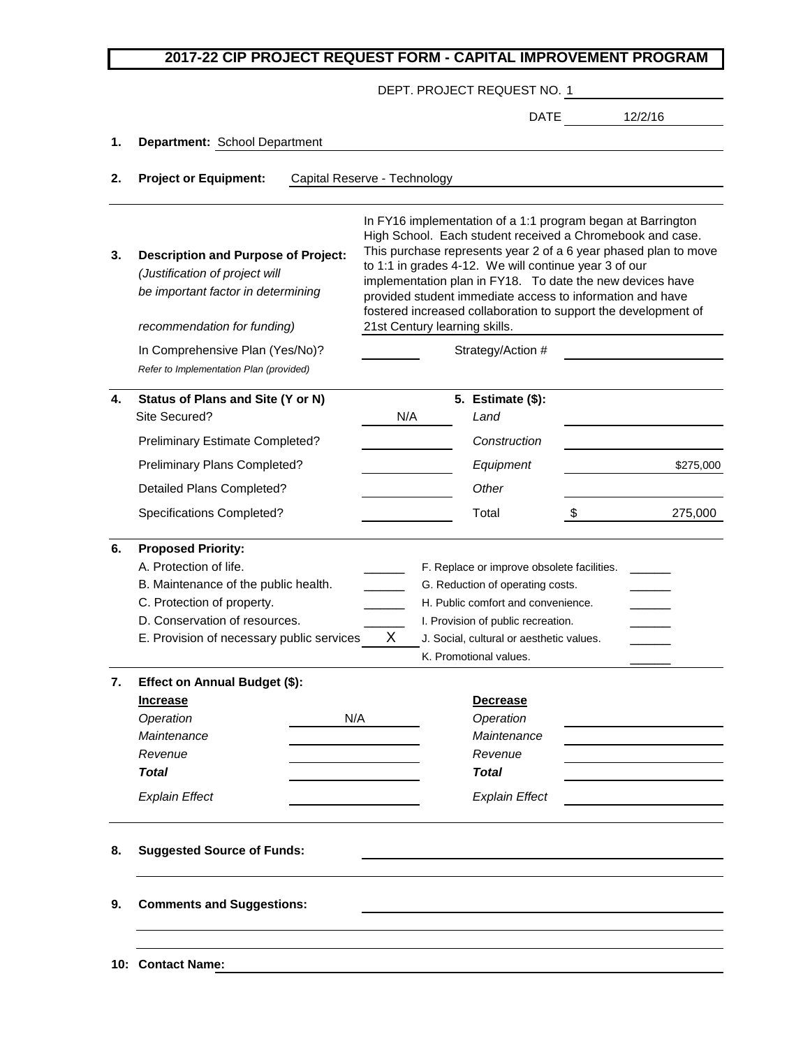# 2017-22 CIP PROJECT REQUEST FORM - CAPITAL IMPROVEMENT PROGRAM

DEPT. PROJECT REQUEST NO. 1

DATE 12/2/16

**1. Department:** School Department

**2. Project or Equipment:** Capital Reserve - Technology

**3. Description and Purpose of Project:**
*(Justification of project will be important factor in determining recommendation for funding)*

In FY16 implementation of a 1:1 program began at Barrington High School. Each student received a Chromebook and case. This purchase represents year 2 of a 6 year phased plan to move to 1:1 in grades 4-12. We will continue year 3 of our implementation plan in FY18. To date the new devices have provided student immediate access to information and have fostered increased collaboration to support the development of 21st Century learning skills.

In Comprehensive Plan (Yes/No)? ______ Strategy/Action # ______

*Refer to Implementation Plan (provided)*

| **4. Status of Plans and Site (Y or N)** | | **5. Estimate ($):** | |
|---|---|---|---|
| Site Secured? | N/A | *Land* | |
| Preliminary Estimate Completed? | | *Construction* | |
| Preliminary Plans Completed? | | *Equipment* | $275,000 |
| Detailed Plans Completed? | | *Other* | |
| Specifications Completed? | | Total | $ 275,000 |

**6. Proposed Priority:**

| | | | |
|---|---|---|---|
| A. Protection of life. | ______ | F. Replace or improve obsolete facilities. | ______ |
| B. Maintenance of the public health. | ______ | G. Reduction of operating costs. | ______ |
| C. Protection of property. | ______ | H. Public comfort and convenience. | ______ |
| D. Conservation of resources. | ______ | I. Provision of public recreation. | ______ |
| E. Provision of necessary public services | X | J. Social, cultural or aesthetic values. | ______ |
| | | K. Promotional values. | ______ |

**7. Effect on Annual Budget ($):**

| **Increase** | | **Decrease** | |
|---|---|---|---|
| *Operation* | N/A | *Operation* | |
| *Maintenance* | | *Maintenance* | |
| *Revenue* | | *Revenue* | |
| ***Total*** | | ***Total*** | |
| *Explain Effect* | | *Explain Effect* | |

**8. Suggested Source of Funds:**

**9. Comments and Suggestions:**

**10: Contact Name:**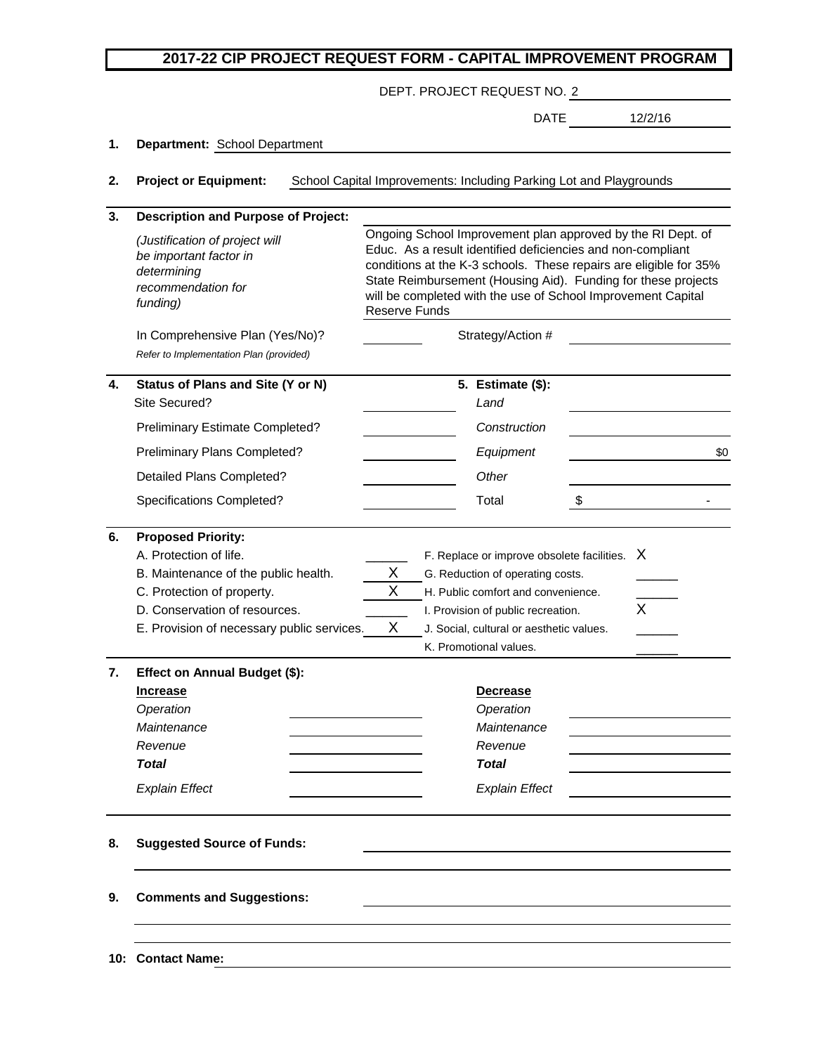# 2017-22 CIP PROJECT REQUEST FORM - CAPITAL IMPROVEMENT PROGRAM

DEPT. PROJECT REQUEST NO. 2

DATE 12/2/16

**1. Department:** School Department

**2. Project or Equipment:** School Capital Improvements: Including Parking Lot and Playgrounds

**3. Description and Purpose of Project:**

*(Justification of project will be important factor in determining recommendation for funding)*

Ongoing School Improvement plan approved by the RI Dept. of Educ. As a result identified deficiencies and non-compliant conditions at the K-3 schools. These repairs are eligible for 35% State Reimbursement (Housing Aid). Funding for these projects will be completed with the use of School Improvement Capital Reserve Funds

In Comprehensive Plan (Yes/No)? ______ Strategy/Action # ______

*Refer to Implementation Plan (provided)*

| **4. Status of Plans and Site (Y or N)** | | **5. Estimate ($):** | |
|---|---|---|---|
| Site Secured? | | *Land* | |
| Preliminary Estimate Completed? | | *Construction* | |
| Preliminary Plans Completed? | | *Equipment* | $0 |
| Detailed Plans Completed? | | *Other* | |
| Specifications Completed? | | Total | $ - |

**6. Proposed Priority:**

| | | | |
|---|---|---|---|
| A. Protection of life. | | F. Replace or improve obsolete facilities. | X |
| B. Maintenance of the public health. | X | G. Reduction of operating costs. | |
| C. Protection of property. | X | H. Public comfort and convenience. | |
| D. Conservation of resources. | | I. Provision of public recreation. | X |
| E. Provision of necessary public services. | X | J. Social, cultural or aesthetic values. | |
| | | K. Promotional values. | |

**7. Effect on Annual Budget ($):**

| **Increase** | | **Decrease** | |
|---|---|---|---|
| *Operation* | | *Operation* | |
| *Maintenance* | | *Maintenance* | |
| *Revenue* | | *Revenue* | |
| ***Total*** | | ***Total*** | |
| *Explain Effect* | | *Explain Effect* | |

**8. Suggested Source of Funds:**

**9. Comments and Suggestions:**

**10: Contact Name:**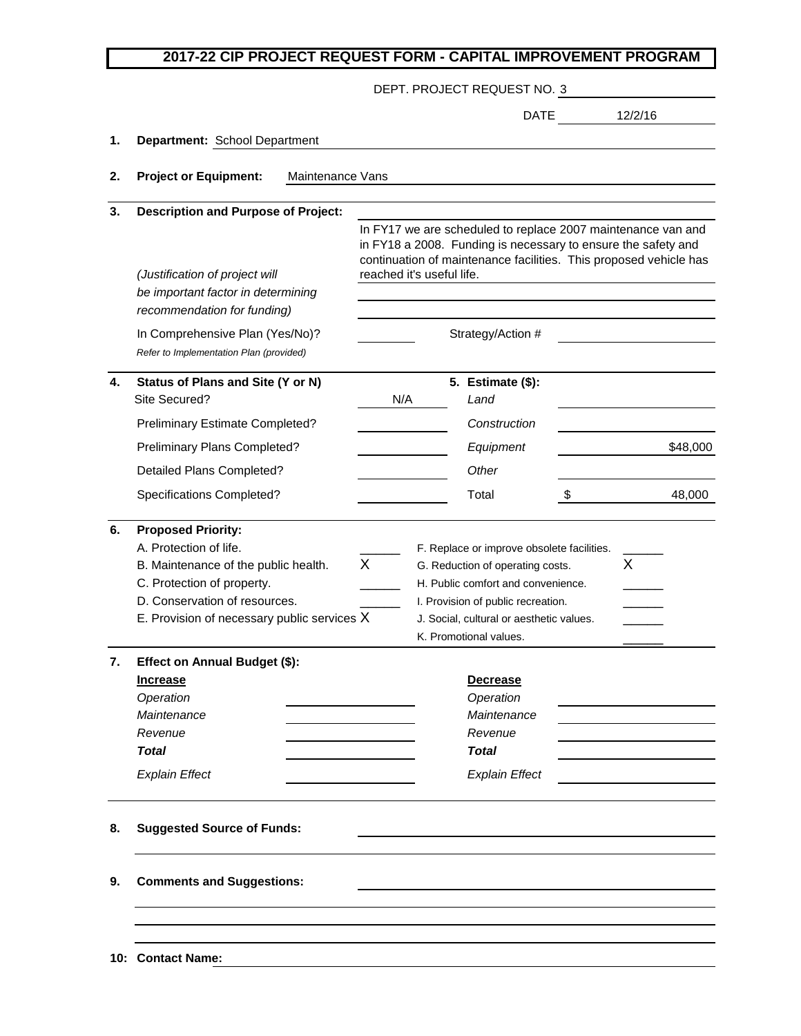# 2017-22 CIP PROJECT REQUEST FORM - CAPITAL IMPROVEMENT PROGRAM

DEPT. PROJECT REQUEST NO. 3

DATE 12/2/16

**1. Department:** School Department

**2. Project or Equipment:** Maintenance Vans

**3. Description and Purpose of Project:**

*(Justification of project will be important factor in determining recommendation for funding)*

In FY17 we are scheduled to replace 2007 maintenance van and in FY18 a 2008. Funding is necessary to ensure the safety and continuation of maintenance facilities. This proposed vehicle has reached it's useful life.

In Comprehensive Plan (Yes/No)? ______ Strategy/Action # ______

*Refer to Implementation Plan (provided)*

| 4. Status of Plans and Site (Y or N) | | 5. Estimate ($): | |
|---|---|---|---|
| Site Secured? | N/A | *Land* | |
| Preliminary Estimate Completed? | | *Construction* | |
| Preliminary Plans Completed? | | *Equipment* | $48,000 |
| Detailed Plans Completed? | | *Other* | |
| Specifications Completed? | | Total | $ 48,000 |

**6. Proposed Priority:**

| | | | |
|---|---|---|---|
| A. Protection of life. | | F. Replace or improve obsolete facilities. | |
| B. Maintenance of the public health. | X | G. Reduction of operating costs. | X |
| C. Protection of property. | | H. Public comfort and convenience. | |
| D. Conservation of resources. | | I. Provision of public recreation. | |
| E. Provision of necessary public services | X | J. Social, cultural or aesthetic values. | |
| | | K. Promotional values. | |

**7. Effect on Annual Budget ($):**

| **Increase** | | **Decrease** | |
|---|---|---|---|
| *Operation* | | *Operation* | |
| *Maintenance* | | *Maintenance* | |
| *Revenue* | | *Revenue* | |
| ***Total*** | | ***Total*** | |
| *Explain Effect* | | *Explain Effect* | |

**8. Suggested Source of Funds:**

**9. Comments and Suggestions:**

**10: Contact Name:**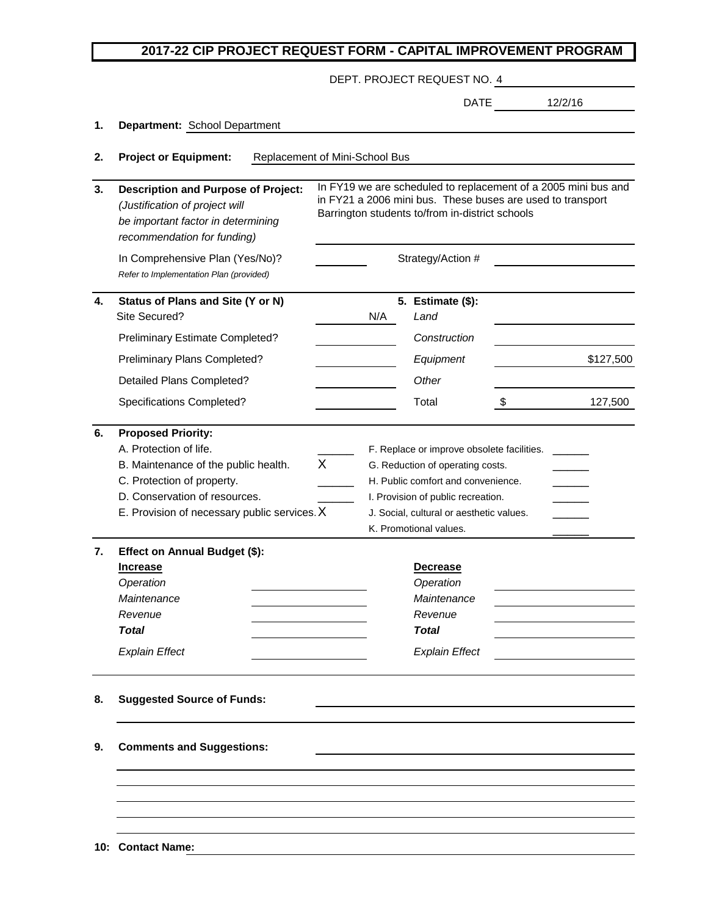# 2017-22 CIP PROJECT REQUEST FORM - CAPITAL IMPROVEMENT PROGRAM

DEPT. PROJECT REQUEST NO. 4

DATE 12/2/16

**1. Department:** School Department

**2. Project or Equipment:** Replacement of Mini-School Bus

**3. Description and Purpose of Project:** *(Justification of project will be important factor in determining recommendation for funding)*

In FY19 we are scheduled to replacement of a 2005 mini bus and in FY21 a 2006 mini bus. These buses are used to transport Barrington students to/from in-district schools

In Comprehensive Plan (Yes/No)? ______ Strategy/Action # ______

*Refer to Implementation Plan (provided)*

| **4. Status of Plans and Site (Y or N)** | | **5. Estimate ($):** | |
|---|---|---|---|
| Site Secured? | N/A | *Land* | |
| Preliminary Estimate Completed? | | *Construction* | |
| Preliminary Plans Completed? | | *Equipment* | $127,500 |
| Detailed Plans Completed? | | *Other* | |
| Specifications Completed? | | Total | $ 127,500 |

**6. Proposed Priority:**

| | | | |
|---|---|---|---|
| A. Protection of life. | | F. Replace or improve obsolete facilities. | |
| B. Maintenance of the public health. | X | G. Reduction of operating costs. | |
| C. Protection of property. | | H. Public comfort and convenience. | |
| D. Conservation of resources. | | I. Provision of public recreation. | |
| E. Provision of necessary public services. | X | J. Social, cultural or aesthetic values. | |
| | | K. Promotional values. | |

**7. Effect on Annual Budget ($):**

| **Increase** | | **Decrease** | |
|---|---|---|---|
| *Operation* | | *Operation* | |
| *Maintenance* | | *Maintenance* | |
| *Revenue* | | *Revenue* | |
| ***Total*** | | ***Total*** | |
| *Explain Effect* | | *Explain Effect* | |

**8. Suggested Source of Funds:**

**9. Comments and Suggestions:**

**10: Contact Name:**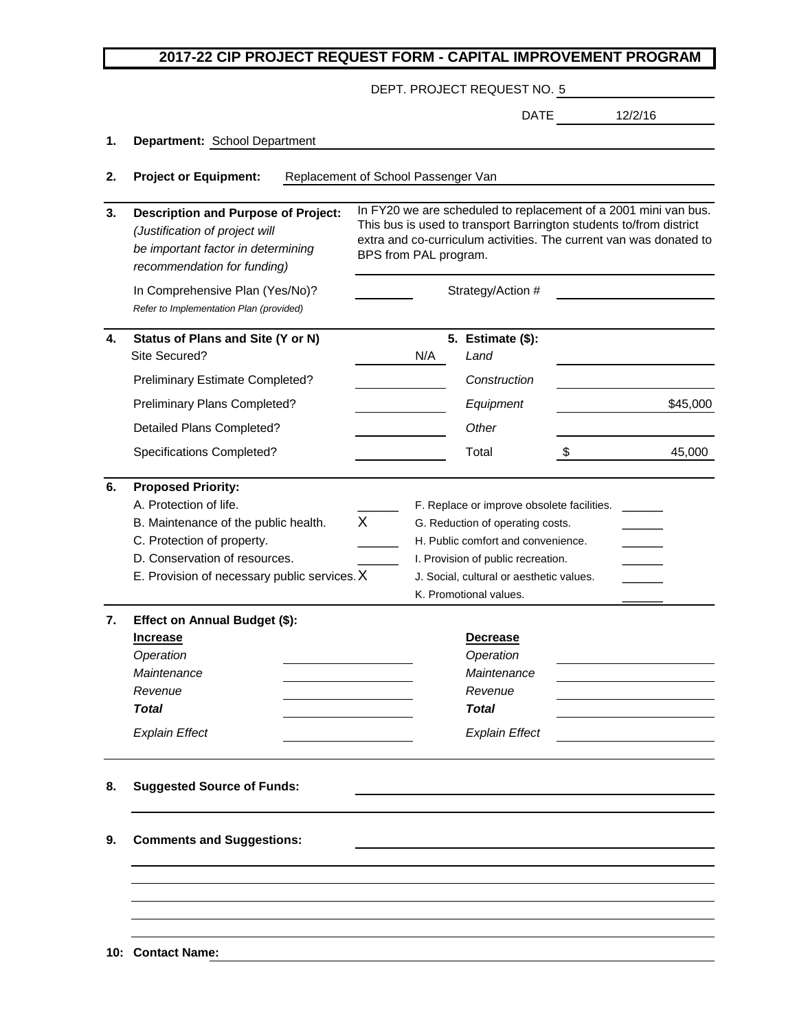# 2017-22 CIP PROJECT REQUEST FORM - CAPITAL IMPROVEMENT PROGRAM

DEPT. PROJECT REQUEST NO. 5

DATE 12/2/16

**1. Department:** School Department

**2. Project or Equipment:** Replacement of School Passenger Van

**3. Description and Purpose of Project:** *(Justification of project will be important factor in determining recommendation for funding)*

In FY20 we are scheduled to replacement of a 2001 mini van bus. This bus is used to transport Barrington students to/from district extra and co-curriculum activities. The current van was donated to BPS from PAL program.

In Comprehensive Plan (Yes/No)? ______ Strategy/Action # ______

*Refer to Implementation Plan (provided)*

| **4. Status of Plans and Site (Y or N)** | | **5. Estimate ($):** | |
|---|---|---|---|
| Site Secured? | N/A | *Land* | |
| Preliminary Estimate Completed? | | *Construction* | |
| Preliminary Plans Completed? | | *Equipment* | $45,000 |
| Detailed Plans Completed? | | *Other* | |
| Specifications Completed? | | Total | $ 45,000 |

**6. Proposed Priority:**

| | | | |
|---|---|---|---|
| A. Protection of life. | | F. Replace or improve obsolete facilities. | |
| B. Maintenance of the public health. | X | G. Reduction of operating costs. | |
| C. Protection of property. | | H. Public comfort and convenience. | |
| D. Conservation of resources. | | I. Provision of public recreation. | |
| E. Provision of necessary public services. | X | J. Social, cultural or aesthetic values. | |
| | | K. Promotional values. | |

**7. Effect on Annual Budget ($):**

| **Increase** | | **Decrease** | |
|---|---|---|---|
| *Operation* | | *Operation* | |
| *Maintenance* | | *Maintenance* | |
| *Revenue* | | *Revenue* | |
| ***Total*** | | ***Total*** | |
| *Explain Effect* | | *Explain Effect* | |

**8. Suggested Source of Funds:**

**9. Comments and Suggestions:**

**10: Contact Name:**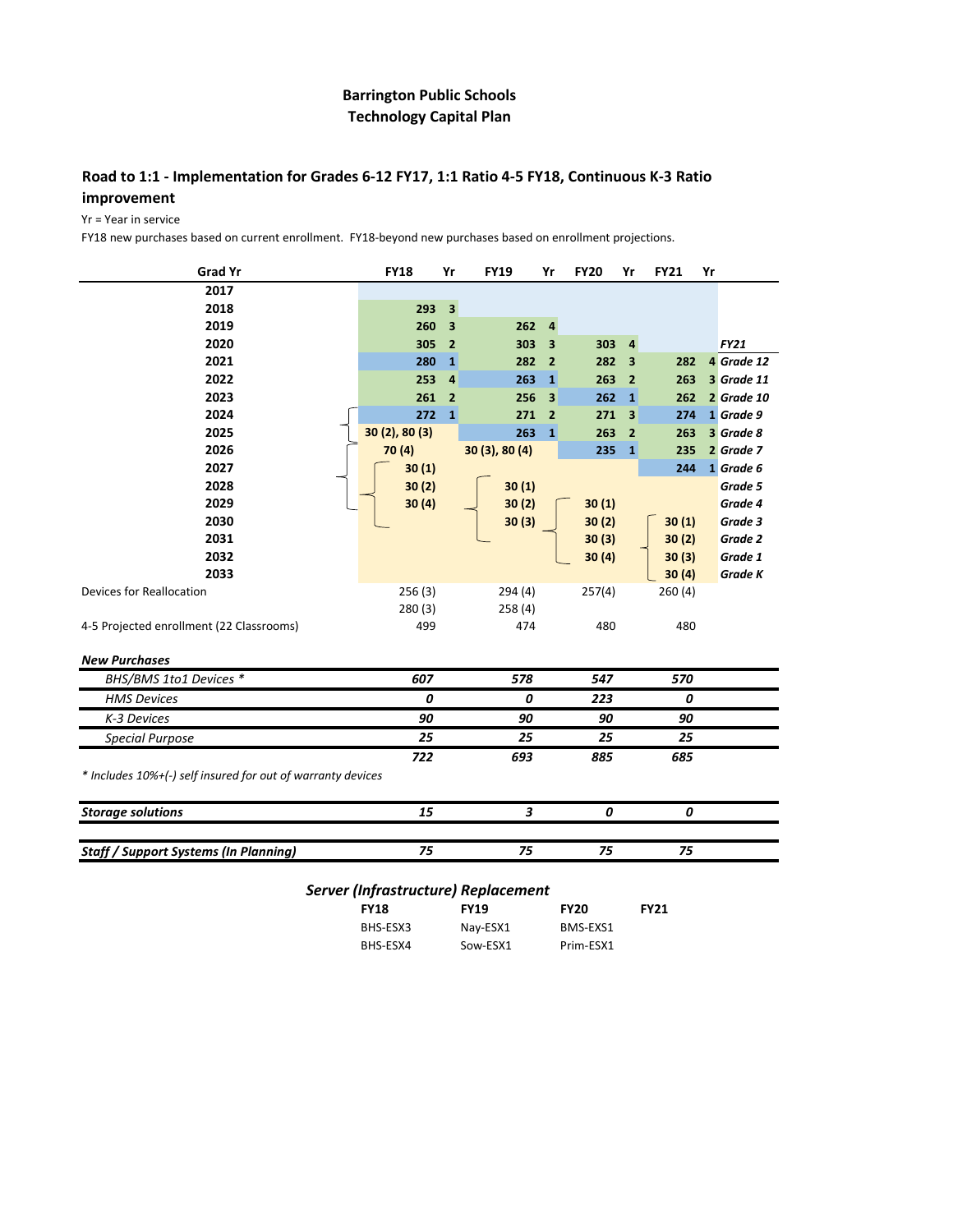## Barrington Public Schools
## Technology Capital Plan

### Road to 1:1 - Implementation for Grades 6-12 FY17, 1:1 Ratio 4-5 FY18, Continuous K-3 Ratio improvement

Yr = Year in service

FY18 new purchases based on current enrollment. FY18-beyond new purchases based on enrollment projections.

| Grad Yr | FY18 | Yr | FY19 | Yr | FY20 | Yr | FY21 | Yr | |
|---|---|---|---|---|---|---|---|---|---|
| 2017 | | | | | | | | | |
| 2018 | 293 | 3 | | | | | | | |
| 2019 | 260 | 3 | 262 | 4 | | | | | |
| 2020 | 305 | 2 | 303 | 3 | 303 | 4 | | | *FY21* |
| 2021 | 280 | 1 | 282 | 2 | 282 | 3 | 282 | 4 | *Grade 12* |
| 2022 | 253 | 4 | 263 | 1 | 263 | 2 | 263 | 3 | *Grade 11* |
| 2023 | 261 | 2 | 256 | 3 | 262 | 1 | 262 | 2 | *Grade 10* |
| 2024 | 272 | 1 | 271 | 2 | 271 | 3 | 274 | 1 | *Grade 9* |
| 2025 | 30 (2), 80 (3) | | 263 | 1 | 263 | 2 | 263 | 3 | *Grade 8* |
| 2026 | 70 (4) | | 30 (3), 80 (4) | | 235 | 1 | 235 | 2 | *Grade 7* |
| 2027 | 30 (1) | | | | | | 244 | 1 | *Grade 6* |
| 2028 | 30 (2) | | 30 (1) | | | | | | *Grade 5* |
| 2029 | 30 (4) | | 30 (2) | | 30 (1) | | | | *Grade 4* |
| 2030 | | | 30 (3) | | 30 (2) | | 30 (1) | | *Grade 3* |
| 2031 | | | | | 30 (3) | | 30 (2) | | *Grade 2* |
| 2032 | | | | | 30 (4) | | 30 (3) | | *Grade 1* |
| 2033 | | | | | | | 30 (4) | | *Grade K* |
| Devices for Reallocation | 256 (3) | | 294 (4) | | 257(4) | | 260 (4) | | |
| | 280 (3) | | 258 (4) | | | | | | |
| 4-5 Projected enrollment (22 Classrooms) | 499 | | 474 | | 480 | | 480 | | |

| ***New Purchases*** | | | | |
|---|---|---|---|---|
| *BHS/BMS 1to1 Devices ** | ***607*** | ***578*** | ***547*** | ***570*** |
| *HMS Devices* | ***0*** | ***0*** | ***223*** | ***0*** |
| *K-3 Devices* | ***90*** | ***90*** | ***90*** | ***90*** |
| *Special Purpose* | ***25*** | ***25*** | ***25*** | ***25*** |
| | ***722*** | ***693*** | ***885*** | ***685*** |

*\* Includes 10%+(-) self insured for out of warranty devices*

| | | | | |
|---|---|---|---|---|
| ***Storage solutions*** | ***15*** | ***3*** | ***0*** | ***0*** |
| ***Staff / Support Systems (In Planning)*** | ***75*** | ***75*** | ***75*** | ***75*** |

### *Server (Infrastructure) Replacement*

| FY18 | FY19 | FY20 | FY21 |
|---|---|---|---|
| BHS-ESX3 | Nay-ESX1 | BMS-EXS1 | |
| BHS-ESX4 | Sow-ESX1 | Prim-ESX1 | |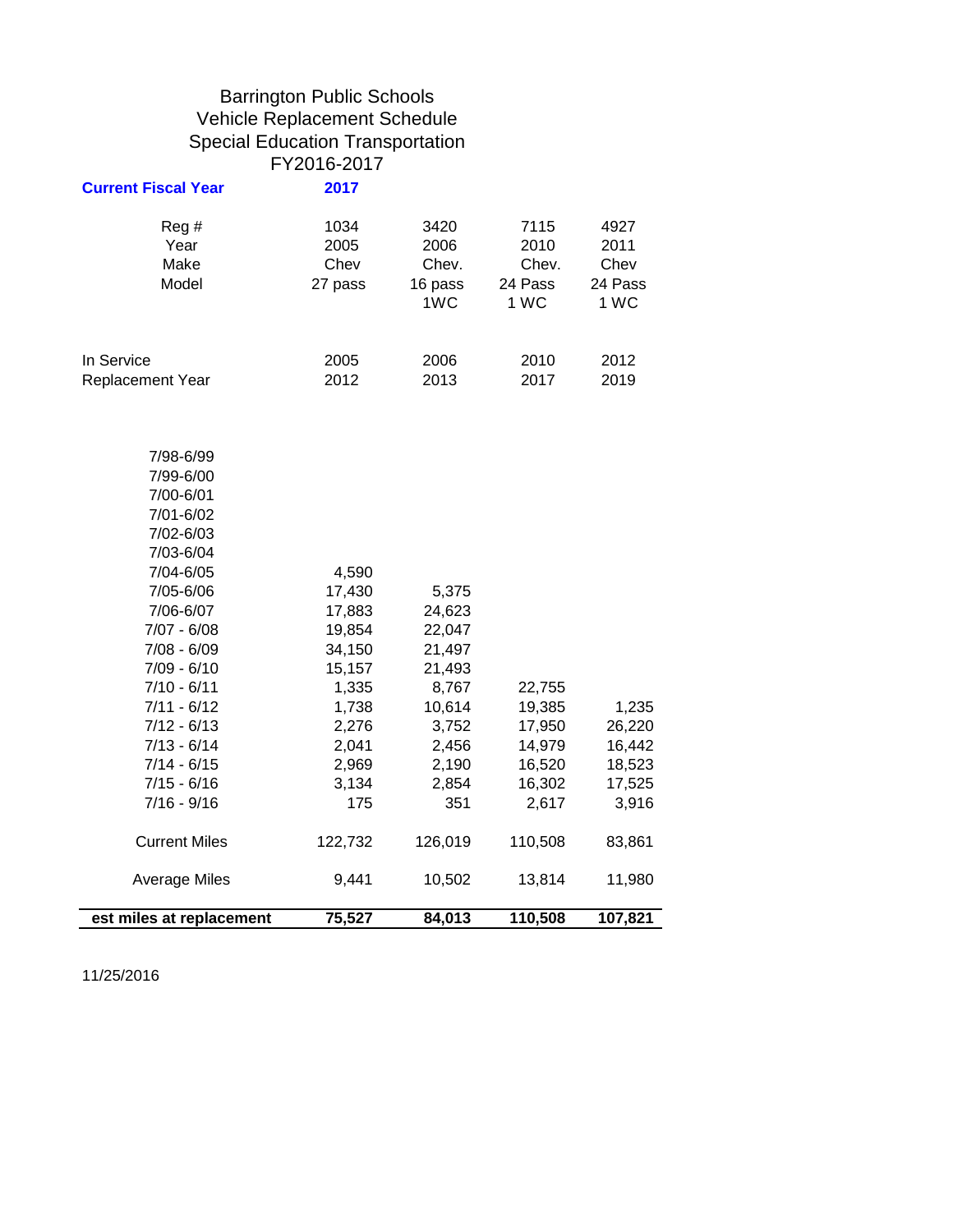# Barrington Public Schools
## Vehicle Replacement Schedule
## Special Education Transportation
## FY2016-2017

**Current Fiscal Year** **2017**

| | | | | |
|---|---|---|---|---|
| Reg # | 1034 | 3420 | 7115 | 4927 |
| Year | 2005 | 2006 | 2010 | 2011 |
| Make | Chev | Chev. | Chev. | Chev |
| Model | 27 pass | 16 pass 1WC | 24 Pass 1 WC | 24 Pass 1 WC |
| In Service | 2005 | 2006 | 2010 | 2012 |
| Replacement Year | 2012 | 2013 | 2017 | 2019 |
| 7/98-6/99 | | | | |
| 7/99-6/00 | | | | |
| 7/00-6/01 | | | | |
| 7/01-6/02 | | | | |
| 7/02-6/03 | | | | |
| 7/03-6/04 | | | | |
| 7/04-6/05 | 4,590 | | | |
| 7/05-6/06 | 17,430 | 5,375 | | |
| 7/06-6/07 | 17,883 | 24,623 | | |
| 7/07 - 6/08 | 19,854 | 22,047 | | |
| 7/08 - 6/09 | 34,150 | 21,497 | | |
| 7/09 - 6/10 | 15,157 | 21,493 | | |
| 7/10 - 6/11 | 1,335 | 8,767 | 22,755 | |
| 7/11 - 6/12 | 1,738 | 10,614 | 19,385 | 1,235 |
| 7/12 - 6/13 | 2,276 | 3,752 | 17,950 | 26,220 |
| 7/13 - 6/14 | 2,041 | 2,456 | 14,979 | 16,442 |
| 7/14 - 6/15 | 2,969 | 2,190 | 16,520 | 18,523 |
| 7/15 - 6/16 | 3,134 | 2,854 | 16,302 | 17,525 |
| 7/16 - 9/16 | 175 | 351 | 2,617 | 3,916 |
| Current Miles | 122,732 | 126,019 | 110,508 | 83,861 |
| Average Miles | 9,441 | 10,502 | 13,814 | 11,980 |
| **est miles at replacement** | **75,527** | **84,013** | **110,508** | **107,821** |

11/25/2016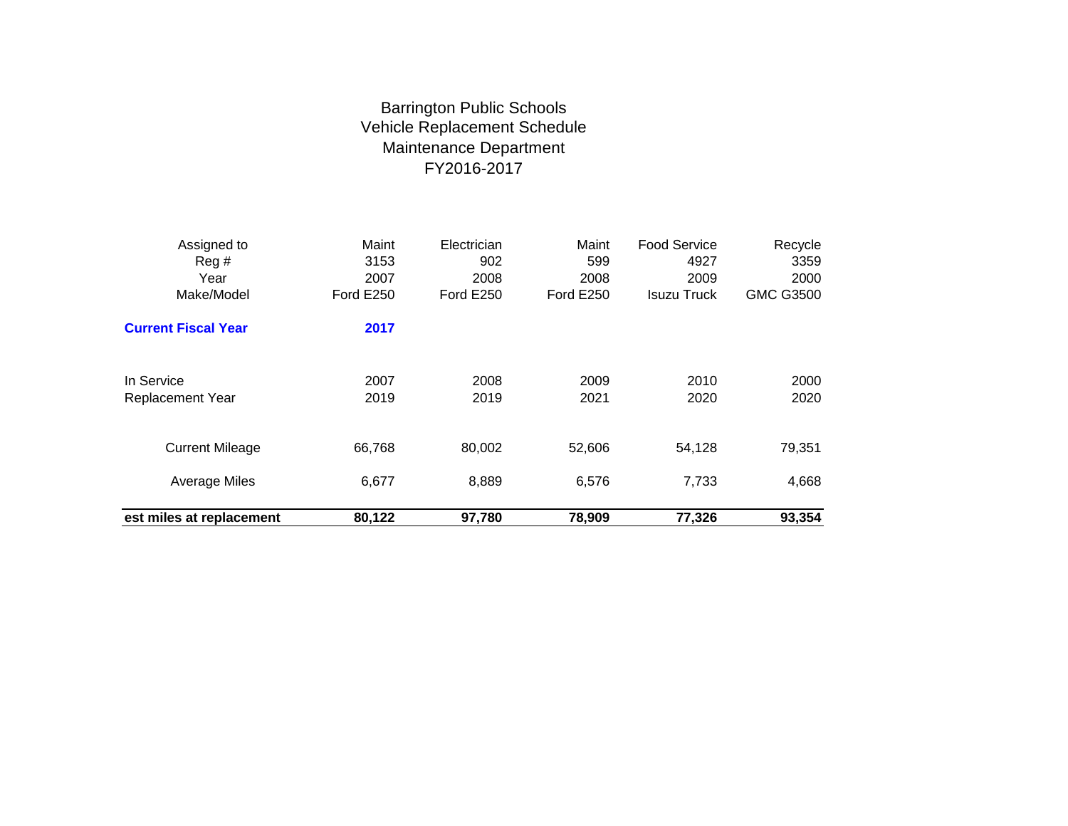# Barrington Public Schools
## Vehicle Replacement Schedule
## Maintenance Department
## FY2016-2017

| | | | | | |
|---|---|---|---|---|---|
| Assigned to | Maint | Electrician | Maint | Food Service | Recycle |
| Reg # | 3153 | 902 | 599 | 4927 | 3359 |
| Year | 2007 | 2008 | 2008 | 2009 | 2000 |
| Make/Model | Ford E250 | Ford E250 | Ford E250 | Isuzu Truck | GMC G3500 |
| **Current Fiscal Year** | **2017** | | | | |
| In Service | 2007 | 2008 | 2009 | 2010 | 2000 |
| Replacement Year | 2019 | 2019 | 2021 | 2020 | 2020 |
| Current Mileage | 66,768 | 80,002 | 52,606 | 54,128 | 79,351 |
| Average Miles | 6,677 | 8,889 | 6,576 | 7,733 | 4,668 |
| **est miles at replacement** | **80,122** | **97,780** | **78,909** | **77,326** | **93,354** |